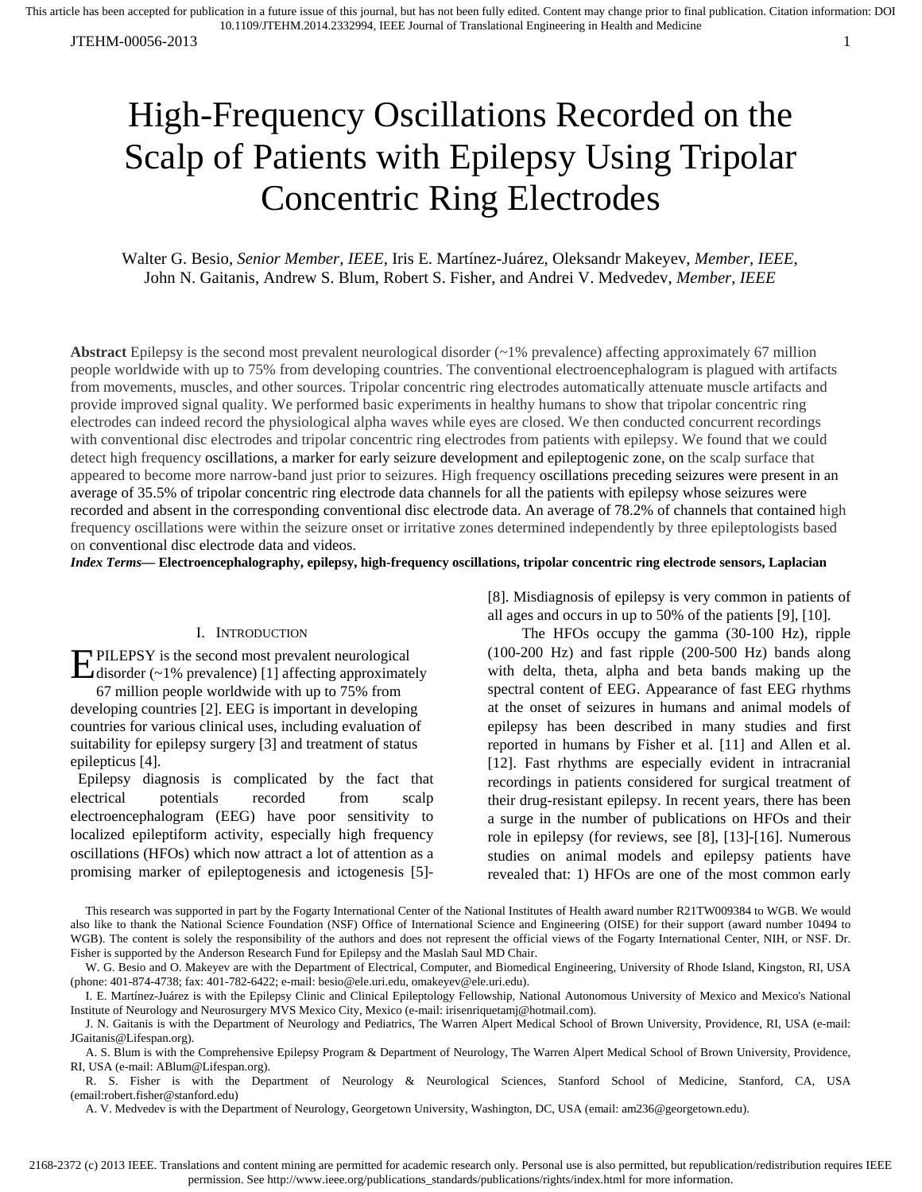# High-Frequency Oscillations Recorded on the Scalp of Patients with Epilepsy Using Tripolar Concentric Ring Electrodes

Walter G. Besio, *Senior Member, IEEE*, Iris E. Martínez-Juárez, Oleksandr Makeyev, *Member, IEEE*, John N. Gaitanis, Andrew S. Blum, Robert S. Fisher, and Andrei V. Medvedev, *Member, IEEE*

**Abstract** Epilepsy is the second most prevalent neurological disorder (~1% prevalence) affecting approximately 67 million people worldwide with up to 75% from developing countries. The conventional electroencephalogram is plagued with artifacts from movements, muscles, and other sources. Tripolar concentric ring electrodes automatically attenuate muscle artifacts and provide improved signal quality. We performed basic experiments in healthy humans to show that tripolar concentric ring electrodes can indeed record the physiological alpha waves while eyes are closed. We then conducted concurrent recordings with conventional disc electrodes and tripolar concentric ring electrodes from patients with epilepsy. We found that we could detect high frequency oscillations, a marker for early seizure development and epileptogenic zone, on the scalp surface that appeared to become more narrow-band just prior to seizures. High frequency oscillations preceding seizures were present in an average of 35.5% of tripolar concentric ring electrode data channels for all the patients with epilepsy whose seizures were recorded and absent in the corresponding conventional disc electrode data. An average of 78.2% of channels that contained high frequency oscillations were within the seizure onset or irritative zones determined independently by three epileptologists based on conventional disc electrode data and videos.

***Index Terms*— Electroencephalography, epilepsy, high-frequency oscillations, tripolar concentric ring electrode sensors, Laplacian**

## I. Introduction

EPILEPSY is the second most prevalent neurological disorder (~1% prevalence) [1] affecting approximately 67 million people worldwide with up to 75% from developing countries [2]. EEG is important in developing countries for various clinical uses, including evaluation of suitability for epilepsy surgery [3] and treatment of status epilepticus [4].

Epilepsy diagnosis is complicated by the fact that electrical potentials recorded from scalp electroencephalogram (EEG) have poor sensitivity to localized epileptiform activity, especially high frequency oscillations (HFOs) which now attract a lot of attention as a promising marker of epileptogenesis and ictogenesis [5]-[8]. Misdiagnosis of epilepsy is very common in patients of all ages and occurs in up to 50% of the patients [9], [10].

The HFOs occupy the gamma (30-100 Hz), ripple (100-200 Hz) and fast ripple (200-500 Hz) bands along with delta, theta, alpha and beta bands making up the spectral content of EEG. Appearance of fast EEG rhythms at the onset of seizures in humans and animal models of epilepsy has been described in many studies and first reported in humans by Fisher et al. [11] and Allen et al. [12]. Fast rhythms are especially evident in intracranial recordings in patients considered for surgical treatment of their drug-resistant epilepsy. In recent years, there has been a surge in the number of publications on HFOs and their role in epilepsy (for reviews, see [8], [13]-[16]. Numerous studies on animal models and epilepsy patients have revealed that: 1) HFOs are one of the most common early

This research was supported in part by the Fogarty International Center of the National Institutes of Health award number R21TW009384 to WGB. We would also like to thank the National Science Foundation (NSF) Office of International Science and Engineering (OISE) for their support (award number 10494 to WGB). The content is solely the responsibility of the authors and does not represent the official views of the Fogarty International Center, NIH, or NSF. Dr. Fisher is supported by the Anderson Research Fund for Epilepsy and the Maslah Saul MD Chair.

W. G. Besio and O. Makeyev are with the Department of Electrical, Computer, and Biomedical Engineering, University of Rhode Island, Kingston, RI, USA (phone: 401-874-4738; fax: 401-782-6422; e-mail: besio@ele.uri.edu, omakeyev@ele.uri.edu).

I. E. Martínez-Juárez is with the Epilepsy Clinic and Clinical Epileptology Fellowship, National Autonomous University of Mexico and Mexico's National Institute of Neurology and Neurosurgery MVS Mexico City, Mexico (e-mail: irisenriquetamj@hotmail.com).

J. N. Gaitanis is with the Department of Neurology and Pediatrics, The Warren Alpert Medical School of Brown University, Providence, RI, USA (e-mail: JGaitanis@Lifespan.org).

A. S. Blum is with the Comprehensive Epilepsy Program & Department of Neurology, The Warren Alpert Medical School of Brown University, Providence, RI, USA (e-mail: ABlum@Lifespan.org).

R. S. Fisher is with the Department of Neurology & Neurological Sciences, Stanford School of Medicine, Stanford, CA, USA (email:robert.fisher@stanford.edu)

A. V. Medvedev is with the Department of Neurology, Georgetown University, Washington, DC, USA (email: am236@georgetown.edu).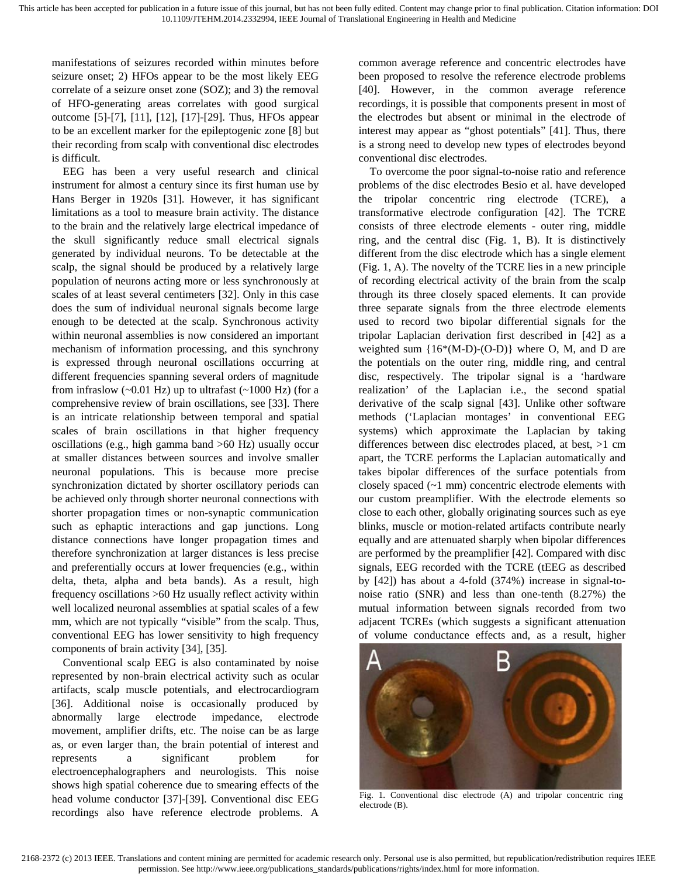manifestations of seizures recorded within minutes before seizure onset; 2) HFOs appear to be the most likely EEG correlate of a seizure onset zone (SOZ); and 3) the removal of HFO-generating areas correlates with good surgical outcome [5]-[7], [11], [12], [17]-[29]. Thus, HFOs appear to be an excellent marker for the epileptogenic zone [8] but their recording from scalp with conventional disc electrodes is difficult.

EEG has been a very useful research and clinical instrument for almost a century since its first human use by Hans Berger in 1920s [31]. However, it has significant limitations as a tool to measure brain activity. The distance to the brain and the relatively large electrical impedance of the skull significantly reduce small electrical signals generated by individual neurons. To be detectable at the scalp, the signal should be produced by a relatively large population of neurons acting more or less synchronously at scales of at least several centimeters [32]. Only in this case does the sum of individual neuronal signals become large enough to be detected at the scalp. Synchronous activity within neuronal assemblies is now considered an important mechanism of information processing, and this synchrony is expressed through neuronal oscillations occurring at different frequencies spanning several orders of magnitude from infraslow (~0.01 Hz) up to ultrafast (~1000 Hz) (for a comprehensive review of brain oscillations, see [33]. There is an intricate relationship between temporal and spatial scales of brain oscillations in that higher frequency oscillations (e.g., high gamma band >60 Hz) usually occur at smaller distances between sources and involve smaller neuronal populations. This is because more precise synchronization dictated by shorter oscillatory periods can be achieved only through shorter neuronal connections with shorter propagation times or non-synaptic communication such as ephaptic interactions and gap junctions. Long distance connections have longer propagation times and therefore synchronization at larger distances is less precise and preferentially occurs at lower frequencies (e.g., within delta, theta, alpha and beta bands). As a result, high frequency oscillations >60 Hz usually reflect activity within well localized neuronal assemblies at spatial scales of a few mm, which are not typically "visible" from the scalp. Thus, conventional EEG has lower sensitivity to high frequency components of brain activity [34], [35].

Conventional scalp EEG is also contaminated by noise represented by non-brain electrical activity such as ocular artifacts, scalp muscle potentials, and electrocardiogram [36]. Additional noise is occasionally produced by abnormally large electrode impedance, electrode movement, amplifier drifts, etc. The noise can be as large as, or even larger than, the brain potential of interest and represents a significant problem for electroencephalographers and neurologists. This noise shows high spatial coherence due to smearing effects of the head volume conductor [37]-[39]. Conventional disc EEG recordings also have reference electrode problems. A common average reference and concentric electrodes have been proposed to resolve the reference electrode problems [40]. However, in the common average reference recordings, it is possible that components present in most of the electrodes but absent or minimal in the electrode of interest may appear as "ghost potentials" [41]. Thus, there is a strong need to develop new types of electrodes beyond conventional disc electrodes.

To overcome the poor signal-to-noise ratio and reference problems of the disc electrodes Besio et al. have developed the tripolar concentric ring electrode (TCRE), a transformative electrode configuration [42]. The TCRE consists of three electrode elements - outer ring, middle ring, and the central disc (Fig. 1, B). It is distinctively different from the disc electrode which has a single element (Fig. 1, A). The novelty of the TCRE lies in a new principle of recording electrical activity of the brain from the scalp through its three closely spaced elements. It can provide three separate signals from the three electrode elements used to record two bipolar differential signals for the tripolar Laplacian derivation first described in [42] as a weighted sum {16*(M-D)-(O-D)} where O, M, and D are the potentials on the outer ring, middle ring, and central disc, respectively. The tripolar signal is a 'hardware realization' of the Laplacian i.e., the second spatial derivative of the scalp signal [43]. Unlike other software methods ('Laplacian montages' in conventional EEG systems) which approximate the Laplacian by taking differences between disc electrodes placed, at best, >1 cm apart, the TCRE performs the Laplacian automatically and takes bipolar differences of the surface potentials from closely spaced (~1 mm) concentric electrode elements with our custom preamplifier. With the electrode elements so close to each other, globally originating sources such as eye blinks, muscle or motion-related artifacts contribute nearly equally and are attenuated sharply when bipolar differences are performed by the preamplifier [42]. Compared with disc signals, EEG recorded with the TCRE (tEEG as described by [42]) has about a 4-fold (374%) increase in signal-to-noise ratio (SNR) and less than one-tenth (8.27%) the mutual information between signals recorded from two adjacent TCREs (which suggests a significant attenuation of volume conductance effects and, as a result, higher

Fig. 1. Conventional disc electrode (A) and tripolar concentric ring electrode (B).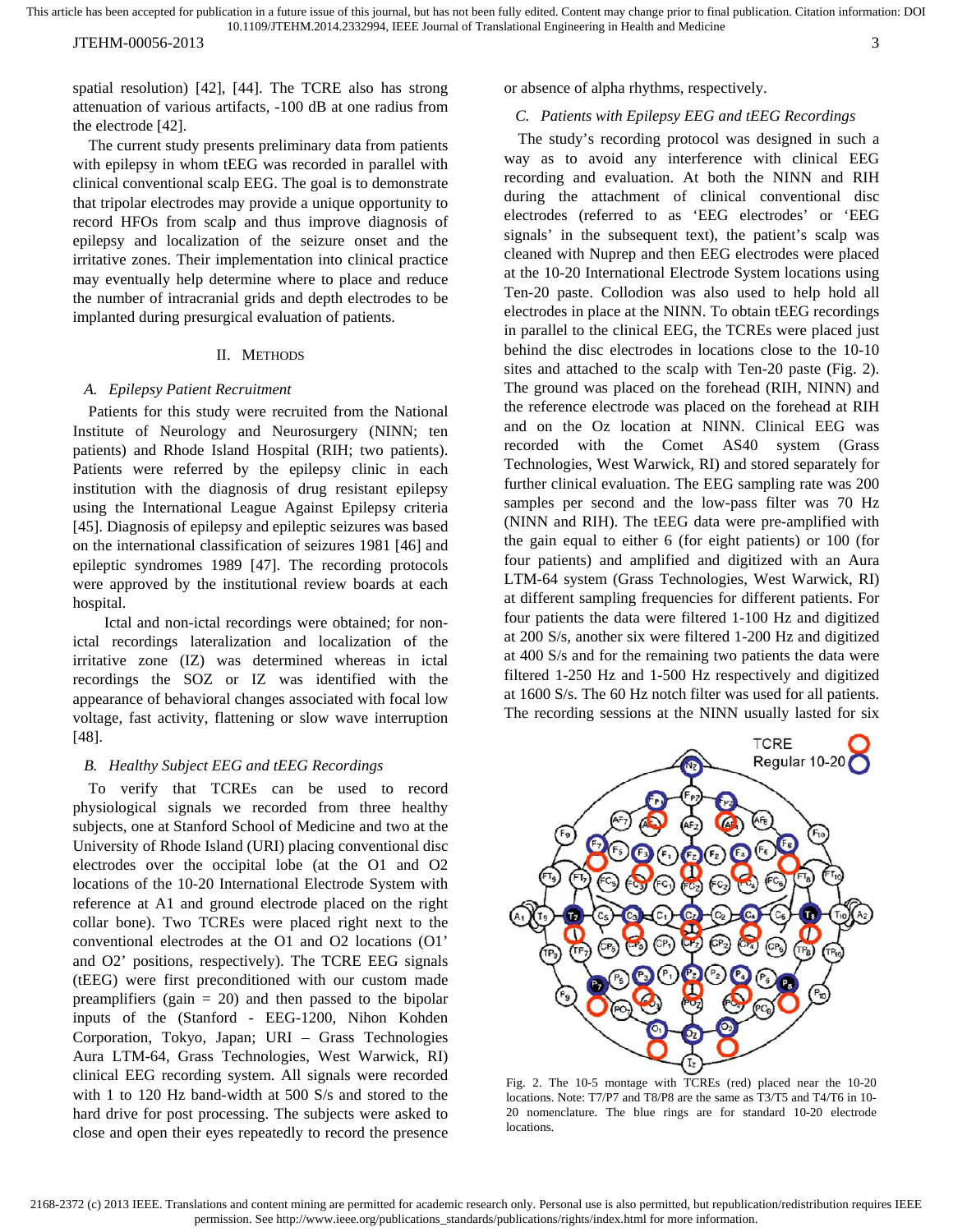spatial resolution) [42], [44]. The TCRE also has strong attenuation of various artifacts, -100 dB at one radius from the electrode [42].

The current study presents preliminary data from patients with epilepsy in whom tEEG was recorded in parallel with clinical conventional scalp EEG. The goal is to demonstrate that tripolar electrodes may provide a unique opportunity to record HFOs from scalp and thus improve diagnosis of epilepsy and localization of the seizure onset and the irritative zones. Their implementation into clinical practice may eventually help determine where to place and reduce the number of intracranial grids and depth electrodes to be implanted during presurgical evaluation of patients.

## II. Methods

### A. Epilepsy Patient Recruitment

Patients for this study were recruited from the National Institute of Neurology and Neurosurgery (NINN; ten patients) and Rhode Island Hospital (RIH; two patients). Patients were referred by the epilepsy clinic in each institution with the diagnosis of drug resistant epilepsy using the International League Against Epilepsy criteria [45]. Diagnosis of epilepsy and epileptic seizures was based on the international classification of seizures 1981 [46] and epileptic syndromes 1989 [47]. The recording protocols were approved by the institutional review boards at each hospital.

Ictal and non-ictal recordings were obtained; for non-ictal recordings lateralization and localization of the irritative zone (IZ) was determined whereas in ictal recordings the SOZ or IZ was identified with the appearance of behavioral changes associated with focal low voltage, fast activity, flattening or slow wave interruption [48].

### B. Healthy Subject EEG and tEEG Recordings

To verify that TCREs can be used to record physiological signals we recorded from three healthy subjects, one at Stanford School of Medicine and two at the University of Rhode Island (URI) placing conventional disc electrodes over the occipital lobe (at the O1 and O2 locations of the 10-20 International Electrode System with reference at A1 and ground electrode placed on the right collar bone). Two TCREs were placed right next to the conventional electrodes at the O1 and O2 locations (O1' and O2' positions, respectively). The TCRE EEG signals (tEEG) were first preconditioned with our custom made preamplifiers (gain = 20) and then passed to the bipolar inputs of the (Stanford - EEG-1200, Nihon Kohden Corporation, Tokyo, Japan; URI – Grass Technologies Aura LTM-64, Grass Technologies, West Warwick, RI) clinical EEG recording system. All signals were recorded with 1 to 120 Hz band-width at 500 S/s and stored to the hard drive for post processing. The subjects were asked to close and open their eyes repeatedly to record the presence or absence of alpha rhythms, respectively.

### C. Patients with Epilepsy EEG and tEEG Recordings

The study's recording protocol was designed in such a way as to avoid any interference with clinical EEG recording and evaluation. At both the NINN and RIH during the attachment of clinical conventional disc electrodes (referred to as 'EEG electrodes' or 'EEG signals' in the subsequent text), the patient's scalp was cleaned with Nuprep and then EEG electrodes were placed at the 10-20 International Electrode System locations using Ten-20 paste. Collodion was also used to help hold all electrodes in place at the NINN. To obtain tEEG recordings in parallel to the clinical EEG, the TCREs were placed just behind the disc electrodes in locations close to the 10-10 sites and attached to the scalp with Ten-20 paste (Fig. 2). The ground was placed on the forehead (RIH, NINN) and the reference electrode was placed on the forehead at RIH and on the Oz location at NINN. Clinical EEG was recorded with the Comet AS40 system (Grass Technologies, West Warwick, RI) and stored separately for further clinical evaluation. The EEG sampling rate was 200 samples per second and the low-pass filter was 70 Hz (NINN and RIH). The tEEG data were pre-amplified with the gain equal to either 6 (for eight patients) or 100 (for four patients) and amplified and digitized with an Aura LTM-64 system (Grass Technologies, West Warwick, RI) at different sampling frequencies for different patients. For four patients the data were filtered 1-100 Hz and digitized at 200 S/s, another six were filtered 1-200 Hz and digitized at 400 S/s and for the remaining two patients the data were filtered 1-250 Hz and 1-500 Hz respectively and digitized at 1600 S/s. The 60 Hz notch filter was used for all patients. The recording sessions at the NINN usually lasted for six

Fig. 2. The 10-5 montage with TCREs (red) placed near the 10-20 locations. Note: T7/P7 and T8/P8 are the same as T3/T5 and T4/T6 in 10-20 nomenclature. The blue rings are for standard 10-20 electrode locations.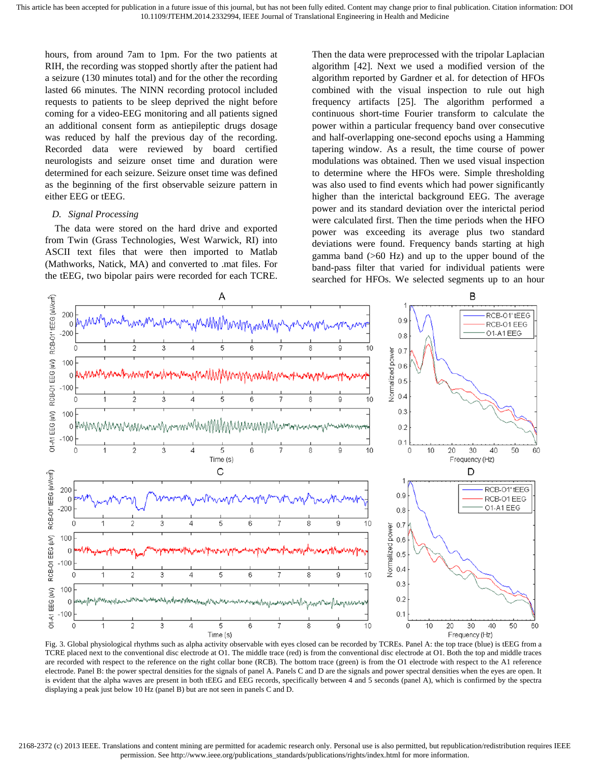hours, from around 7am to 1pm. For the two patients at RIH, the recording was stopped shortly after the patient had a seizure (130 minutes total) and for the other the recording lasted 66 minutes. The NINN recording protocol included requests to patients to be sleep deprived the night before coming for a video-EEG monitoring and all patients signed an additional consent form as antiepileptic drugs dosage was reduced by half the previous day of the recording. Recorded data were reviewed by board certified neurologists and seizure onset time and duration were determined for each seizure. Seizure onset time was defined as the beginning of the first observable seizure pattern in either EEG or tEEG.

### *D. Signal Processing*

The data were stored on the hard drive and exported from Twin (Grass Technologies, West Warwick, RI) into ASCII text files that were then imported to Matlab (Mathworks, Natick, MA) and converted to .mat files. For the tEEG, two bipolar pairs were recorded for each TCRE. Then the data were preprocessed with the tripolar Laplacian algorithm [42]. Next we used a modified version of the algorithm reported by Gardner et al. for detection of HFOs combined with the visual inspection to rule out high frequency artifacts [25]. The algorithm performed a continuous short-time Fourier transform to calculate the power within a particular frequency band over consecutive and half-overlapping one-second epochs using a Hamming tapering window. As a result, the time course of power modulations was obtained. Then we used visual inspection to determine where the HFOs were. Simple thresholding was also used to find events which had power significantly higher than the interictal background EEG. The average power and its standard deviation over the interictal period were calculated first. Then the time periods when the HFO power was exceeding its average power plus two standard deviations were found. Frequency bands starting at high gamma band (>60 Hz) and up to the upper bound of the band-pass filter that varied for individual patients were searched for HFOs. We selected segments up to an hour

Fig. 3. Global physiological rhythms such as alpha activity observable with eyes closed can be recorded by TCREs. Panel A: the top trace (blue) is tEEG from a TCRE placed next to the conventional disc electrode at O1. The middle trace (red) is from the conventional disc electrode at O1. Both the top and middle traces are recorded with respect to the reference on the right collar bone (RCB). The bottom trace (green) is from the O1 electrode with respect to the A1 reference electrode. Panel B: the power spectral densities for the signals of panel A. Panels C and D are the signals and power spectral densities when the eyes are open. It is evident that the alpha waves are present in both tEEG and EEG records, specifically between 4 and 5 seconds (panel A), which is confirmed by the spectra displaying a peak just below 10 Hz (panel B) but are not seen in panels C and D.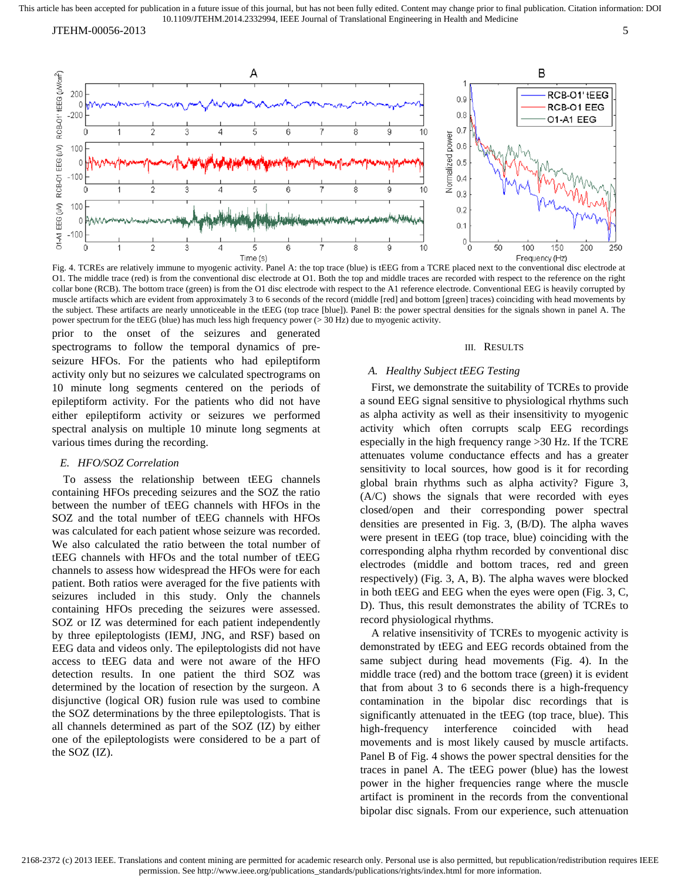A

RCB-O1' tEEG ($\mu V/cm^2$)

200
0
-200

RCB-O1 EEG ($\mu V$)

100
0
-100

O1-A1 EEG ($\mu V$)

100
0
-100

0 1 2 3 4 5 6 7 8 9 10

Time (s)

B

Normalized power

1
0.9
0.8
0.7
0.6
0.5
0.4
0.3
0.2
0.1
0

0 50 100 150 200 250

Frequency (Hz)

RCB-O1' tEEG
RCB-O1 EEG
O1-A1 EEG

Fig. 4. TCREs are relatively immune to myogenic activity. Panel A: the top trace (blue) is tEEG from a TCRE placed next to the conventional disc electrode at O1. The middle trace (red) is from the conventional disc electrode at O1. Both the top and middle traces are recorded with respect to the reference on the right collar bone (RCB). The bottom trace (green) is from the O1 disc electrode with respect to the A1 reference electrode. Conventional EEG is heavily corrupted by muscle artifacts which are evident from approximately 3 to 6 seconds of the record (middle [red] and bottom [green] traces) coinciding with head movements by the subject. These artifacts are nearly unnoticeable in the tEEG (top trace [blue]). Panel B: the power spectral densities for the signals shown in panel A. The power spectrum for the tEEG (blue) has much less high frequency power (> 30 Hz) due to myogenic activity.

prior to the onset of the seizures and generated spectrograms to follow the temporal dynamics of pre-seizure HFOs. For the patients who had epileptiform activity only but no seizures we calculated spectrograms on 10 minute long segments centered on the periods of epileptiform activity. For the patients who did not have either epileptiform activity or seizures we performed spectral analysis on multiple 10 minute long segments at various times during the recording.

### E. HFO/SOZ Correlation

To assess the relationship between tEEG channels containing HFOs preceding seizures and the SOZ the ratio between the number of tEEG channels with HFOs in the SOZ and the total number of tEEG channels with HFOs was calculated for each patient whose seizure was recorded. We also calculated the ratio between the total number of tEEG channels with HFOs and the total number of tEEG channels to assess how widespread the HFOs were for each patient. Both ratios were averaged for the five patients with seizures included in this study. Only the channels containing HFOs preceding the seizures were assessed. SOZ or IZ was determined for each patient independently by three epileptologists (IEMJ, JNG, and RSF) based on EEG data and videos only. The epileptologists did not have access to tEEG data and were not aware of the HFO detection results. In one patient the third SOZ was determined by the location of resection by the surgeon. A disjunctive (logical OR) fusion rule was used to combine the SOZ determinations by the three epileptologists. That is all channels determined as part of the SOZ (IZ) by either one of the epileptologists were considered to be a part of the SOZ (IZ).

## III. Results

### A. Healthy Subject tEEG Testing

First, we demonstrate the suitability of TCREs to provide a sound EEG signal sensitive to physiological rhythms such as alpha activity as well as their insensitivity to myogenic activity which often corrupts scalp EEG recordings especially in the high frequency range >30 Hz. If the TCRE attenuates volume conductance effects and has a greater sensitivity to local sources, how good is it for recording global brain rhythms such as alpha activity? Figure 3, (A/C) shows the signals that were recorded with eyes closed/open and their corresponding power spectral densities are presented in Fig. 3, (B/D). The alpha waves were present in tEEG (top trace, blue) coinciding with the corresponding alpha rhythm recorded by conventional disc electrodes (middle and bottom traces, red and green respectively) (Fig. 3, A, B). The alpha waves were blocked in both tEEG and EEG when the eyes were open (Fig. 3, C, D). Thus, this result demonstrates the ability of TCREs to record physiological rhythms.

A relative insensitivity of TCREs to myogenic activity is demonstrated by tEEG and EEG records obtained from the same subject during head movements (Fig. 4). In the middle trace (red) and the bottom trace (green) it is evident that from about 3 to 6 seconds there is a high-frequency contamination in the bipolar disc recordings that is significantly attenuated in the tEEG (top trace, blue). This high-frequency interference coincided with head movements and is most likely caused by muscle artifacts. Panel B of Fig. 4 shows the power spectral densities for the traces in panel A. The tEEG power (blue) has the lowest power in the higher frequencies range where the muscle artifact is prominent in the records from the conventional bipolar disc signals. From our experience, such attenuation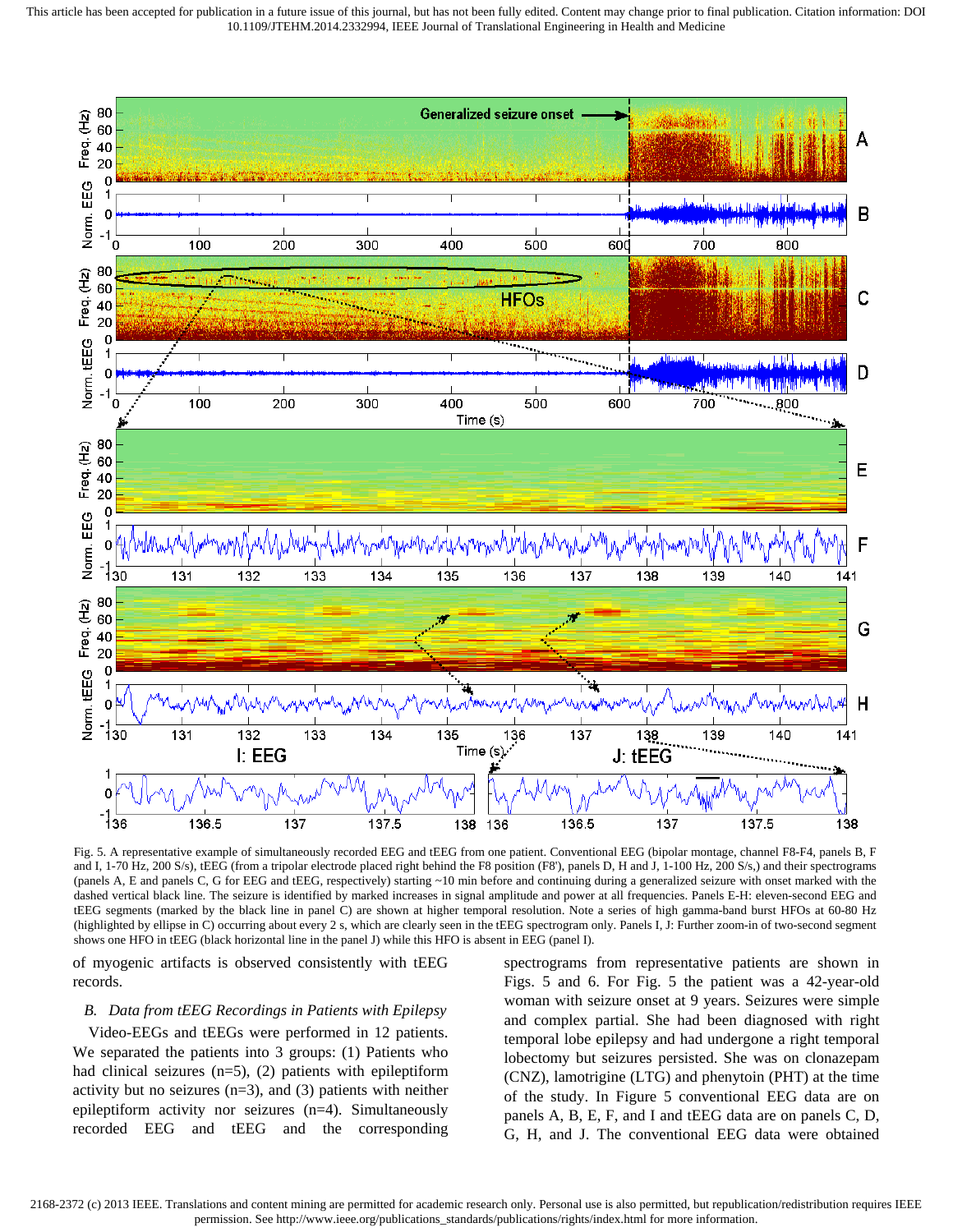Fig. 5. A representative example of simultaneously recorded EEG and tEEG from one patient. Conventional EEG (bipolar montage, channel F8-F4, panels B, F and I, 1-70 Hz, 200 S/s), tEEG (from a tripolar electrode placed right behind the F8 position (F8'), panels D, H and J, 1-100 Hz, 200 S/s,) and their spectrograms (panels A, E and panels C, G for EEG and tEEG, respectively) starting ~10 min before and continuing during a generalized seizure with onset marked with the dashed vertical black line. The seizure is identified by marked increases in signal amplitude and power at all frequencies. Panels E-H: eleven-second EEG and tEEG segments (marked by the black line in panel C) are shown at higher temporal resolution. Note a series of high gamma-band burst HFOs at 60-80 Hz (highlighted by ellipse in C) occurring about every 2 s, which are clearly seen in the tEEG spectrogram only. Panels I, J: Further zoom-in of two-second segment shows one HFO in tEEG (black horizontal line in the panel J) while this HFO is absent in EEG (panel I).

of myogenic artifacts is observed consistently with tEEG records.

### *B. Data from tEEG Recordings in Patients with Epilepsy*

Video-EEGs and tEEGs were performed in 12 patients. We separated the patients into 3 groups: (1) Patients who had clinical seizures (n=5), (2) patients with epileptiform activity but no seizures (n=3), and (3) patients with neither epileptiform activity nor seizures (n=4). Simultaneously recorded EEG and tEEG and the corresponding spectrograms from representative patients are shown in Figs. 5 and 6. For Fig. 5 the patient was a 42-year-old woman with seizure onset at 9 years. Seizures were simple and complex partial. She had been diagnosed with right temporal lobe epilepsy and had undergone a right temporal lobectomy but seizures persisted. She was on clonazepam (CNZ), lamotrigine (LTG) and phenytoin (PHT) at the time of the study. In Figure 5 conventional EEG data are on panels A, B, E, F, and I and tEEG data are on panels C, D, G, H, and J. The conventional EEG data were obtained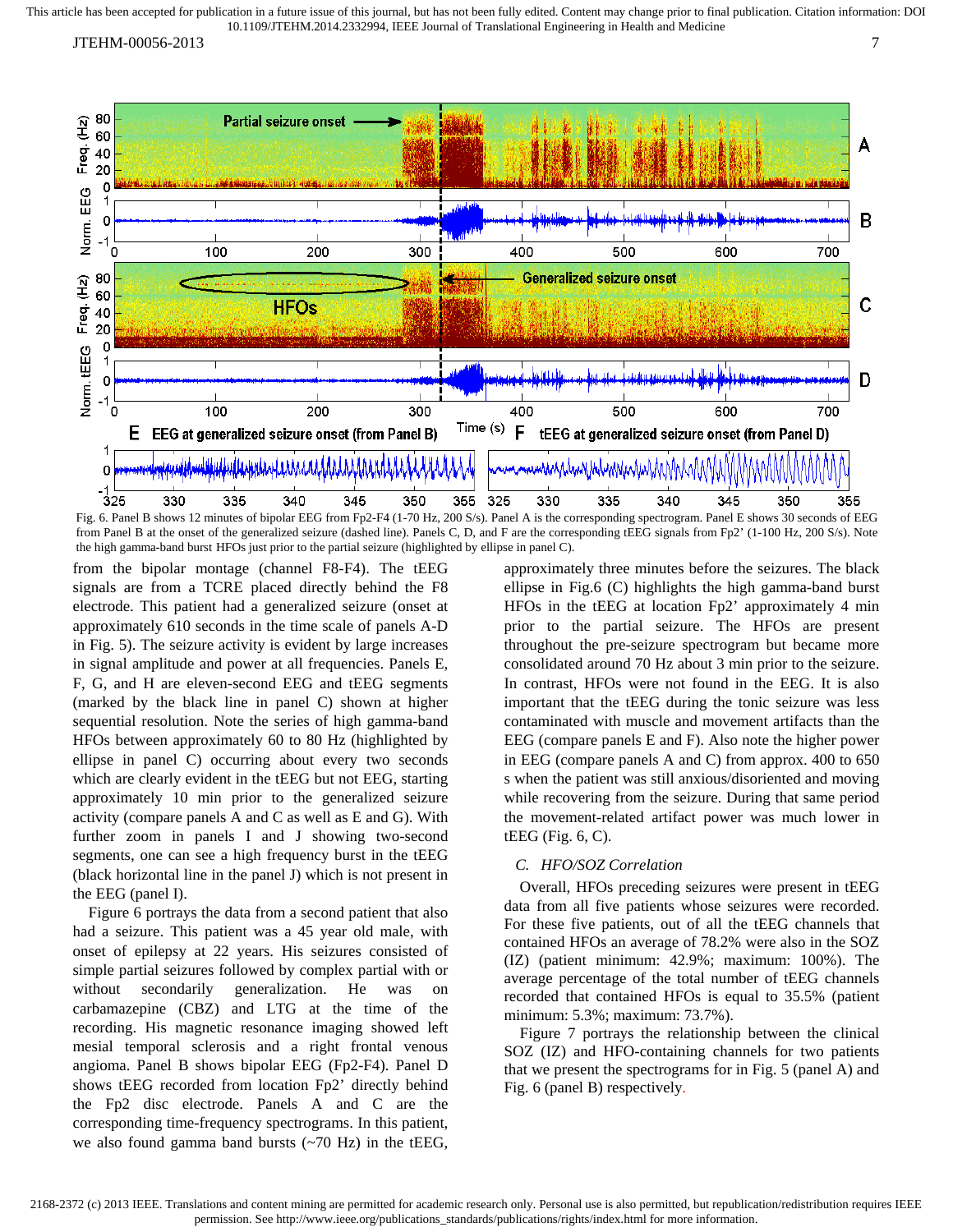Fig. 6. Panel B shows 12 minutes of bipolar EEG from Fp2-F4 (1-70 Hz, 200 S/s). Panel A is the corresponding spectrogram. Panel E shows 30 seconds of EEG from Panel B at the onset of the generalized seizure (dashed line). Panels C, D, and F are the corresponding tEEG signals from Fp2' (1-100 Hz, 200 S/s). Note the high gamma-band burst HFOs just prior to the partial seizure (highlighted by ellipse in panel C).

from the bipolar montage (channel F8-F4). The tEEG signals are from a TCRE placed directly behind the F8 electrode. This patient had a generalized seizure (onset at approximately 610 seconds in the time scale of panels A-D in Fig. 5). The seizure activity is evident by large increases in signal amplitude and power at all frequencies. Panels E, F, G, and H are eleven-second EEG and tEEG segments (marked by the black line in panel C) shown at higher sequential resolution. Note the series of high gamma-band HFOs between approximately 60 to 80 Hz (highlighted by ellipse in panel C) occurring about every two seconds which are clearly evident in the tEEG but not EEG, starting approximately 10 min prior to the generalized seizure activity (compare panels A and C as well as E and G). With further zoom in panels I and J showing two-second segments, one can see a high frequency burst in the tEEG (black horizontal line in the panel J) which is not present in the EEG (panel I).

Figure 6 portrays the data from a second patient that also had a seizure. This patient was a 45 year old male, with onset of epilepsy at 22 years. His seizures consisted of simple partial seizures followed by complex partial with or without secondarily generalization. He was on carbamazepine (CBZ) and LTG at the time of the recording. His magnetic resonance imaging showed left mesial temporal sclerosis and a right frontal venous angioma. Panel B shows bipolar EEG (Fp2-F4). Panel D shows tEEG recorded from location Fp2' directly behind the Fp2 disc electrode. Panels A and C are the corresponding time-frequency spectrograms. In this patient, we also found gamma band bursts (~70 Hz) in the tEEG, approximately three minutes before the seizures. The black ellipse in Fig.6 (C) highlights the high gamma-band burst HFOs in the tEEG at location Fp2' approximately 4 min prior to the partial seizure. The HFOs are present throughout the pre-seizure spectrogram but became more consolidated around 70 Hz about 3 min prior to the seizure. In contrast, HFOs were not found in the EEG. It is also important that the tEEG during the tonic seizure was less contaminated with muscle and movement artifacts than the EEG (compare panels E and F). Also note the higher power in EEG (compare panels A and C) from approx. 400 to 650 s when the patient was still anxious/disoriented and moving while recovering from the seizure. During that same period the movement-related artifact power was much lower in tEEG (Fig. 6, C).

### C. HFO/SOZ Correlation

Overall, HFOs preceding seizures were present in tEEG data from all five patients whose seizures were recorded. For these five patients, out of all the tEEG channels that contained HFOs an average of 78.2% were also in the SOZ (IZ) (patient minimum: 42.9%; maximum: 100%). The average percentage of the total number of tEEG channels recorded that contained HFOs is equal to 35.5% (patient minimum: 5.3%; maximum: 73.7%).

Figure 7 portrays the relationship between the clinical SOZ (IZ) and HFO-containing channels for two patients that we present the spectrograms for in Fig. 5 (panel A) and Fig. 6 (panel B) respectively.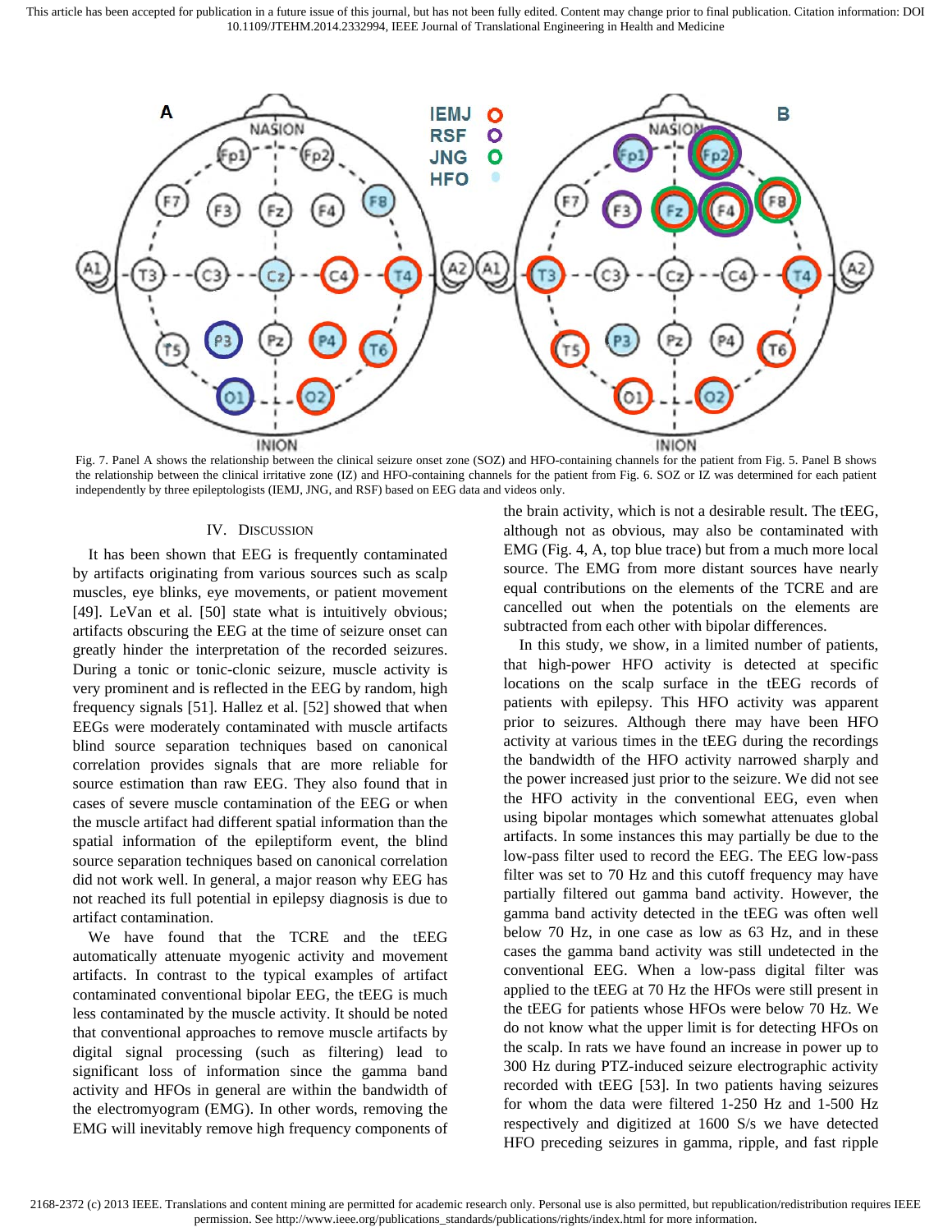A

NASION

Fp1 Fp2

F7 F3 Fz F4 F8

A1 T3 C3 Cz C4 T4 A2

T5 P3 Pz P4 T6

O1 O2

INION

IEMJ
RSF
JNG
HFO

B

NASION

Fp1 Fp2

F7 F3 Fz F4 F8

A1 T3 C3 Cz C4 T4 A2

T5 P3 Pz P4 T6

O1 O2

INION

Fig. 7. Panel A shows the relationship between the clinical seizure onset zone (SOZ) and HFO-containing channels for the patient from Fig. 5. Panel B shows the relationship between the clinical irritative zone (IZ) and HFO-containing channels for the patient from Fig. 6. SOZ or IZ was determined for each patient independently by three epileptologists (IEMJ, JNG, and RSF) based on EEG data and videos only.

## IV. Discussion

It has been shown that EEG is frequently contaminated by artifacts originating from various sources such as scalp muscles, eye blinks, eye movements, or patient movement [49]. LeVan et al. [50] state what is intuitively obvious; artifacts obscuring the EEG at the time of seizure onset can greatly hinder the interpretation of the recorded seizures. During a tonic or tonic-clonic seizure, muscle activity is very prominent and is reflected in the EEG by random, high frequency signals [51]. Hallez et al. [52] showed that when EEGs were moderately contaminated with muscle artifacts blind source separation techniques based on canonical correlation provides signals that are more reliable for source estimation than raw EEG. They also found that in cases of severe muscle contamination of the EEG or when the muscle artifact had different spatial information than the spatial information of the epileptiform event, the blind source separation techniques based on canonical correlation did not work well. In general, a major reason why EEG has not reached its full potential in epilepsy diagnosis is due to artifact contamination.

We have found that the TCRE and the tEEG automatically attenuate myogenic activity and movement artifacts. In contrast to the typical examples of artifact contaminated conventional bipolar EEG, the tEEG is much less contaminated by the muscle activity. It should be noted that conventional approaches to remove muscle artifacts by digital signal processing (such as filtering) lead to significant loss of information since the gamma band activity and HFOs in general are within the bandwidth of the electromyogram (EMG). In other words, removing the EMG will inevitably remove high frequency components of the brain activity, which is not a desirable result. The tEEG, although not as obvious, may also be contaminated with EMG (Fig. 4, A, top blue trace) but from a much more local source. The EMG from more distant sources have nearly equal contributions on the elements of the TCRE and are cancelled out when the potentials on the elements are subtracted from each other with bipolar differences.

In this study, we show, in a limited number of patients, that high-power HFO activity is detected at specific locations on the scalp surface in the tEEG records of patients with epilepsy. This HFO activity was apparent prior to seizures. Although there may have been HFO activity at various times in the tEEG during the recordings the bandwidth of the HFO activity narrowed sharply and the power increased just prior to the seizure. We did not see the HFO activity in the conventional EEG, even when using bipolar montages which somewhat attenuates global artifacts. In some instances this may partially be due to the low-pass filter used to record the EEG. The EEG low-pass filter was set to 70 Hz and this cutoff frequency may have partially filtered out gamma band activity. However, the gamma band activity detected in the tEEG was often well below 70 Hz, in one case as low as 63 Hz, and in these cases the gamma band activity was still undetected in the conventional EEG. When a low-pass digital filter was applied to the tEEG at 70 Hz the HFOs were still present in the tEEG for patients whose HFOs were below 70 Hz. We do not know what the upper limit is for detecting HFOs on the scalp. In rats we have found an increase in power up to 300 Hz during PTZ-induced seizure electrographic activity recorded with tEEG [53]. In two patients having seizures for whom the data were filtered 1-250 Hz and 1-500 Hz respectively and digitized at 1600 S/s we have detected HFO preceding seizures in gamma, ripple, and fast ripple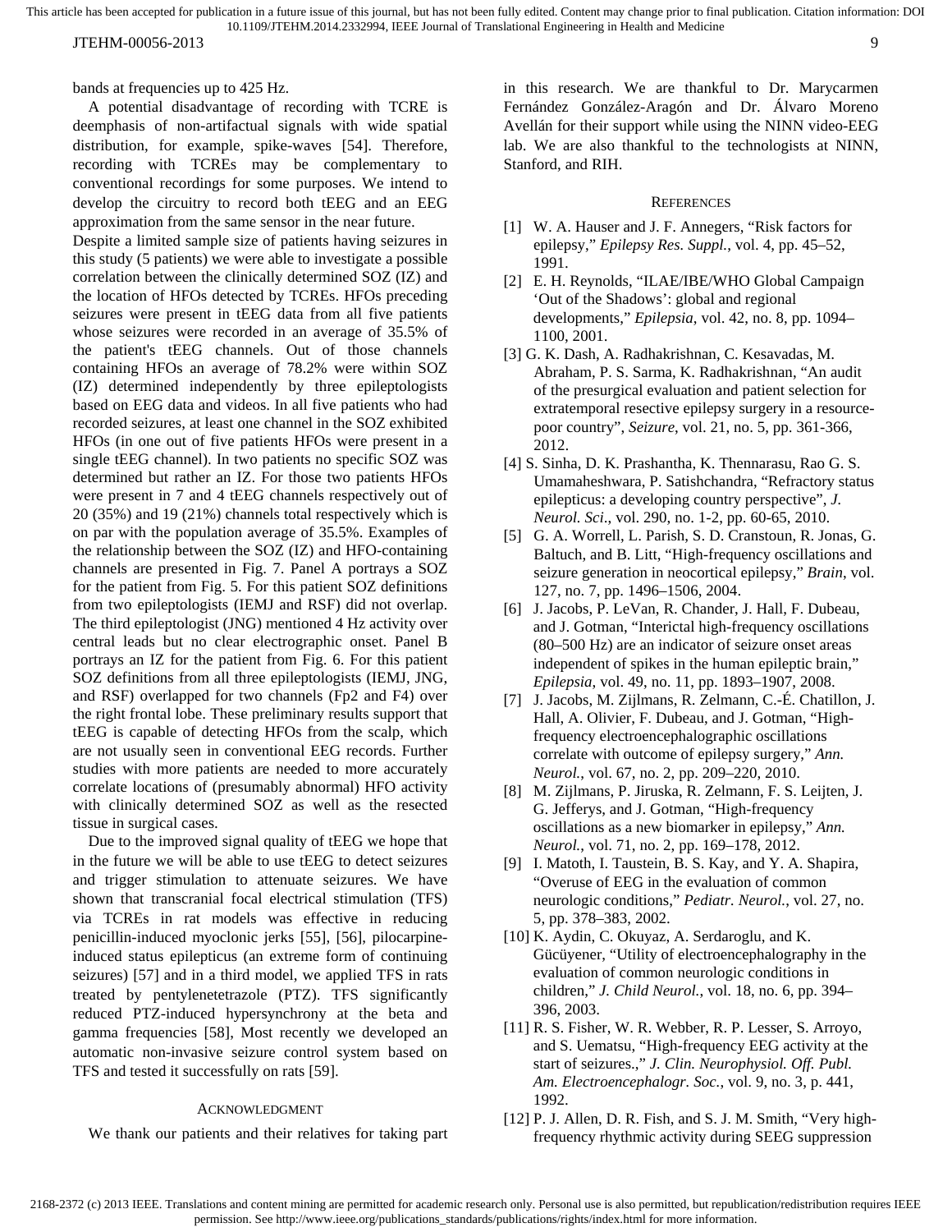bands at frequencies up to 425 Hz.

A potential disadvantage of recording with TCRE is deemphasis of non-artifactual signals with wide spatial distribution, for example, spike-waves [54]. Therefore, recording with TCREs may be complementary to conventional recordings for some purposes. We intend to develop the circuitry to record both tEEG and an EEG approximation from the same sensor in the near future.

Despite a limited sample size of patients having seizures in this study (5 patients) we were able to investigate a possible correlation between the clinically determined SOZ (IZ) and the location of HFOs detected by TCREs. HFOs preceding seizures were present in tEEG data from all five patients whose seizures were recorded in an average of 35.5% of the patient's tEEG channels. Out of those channels containing HFOs an average of 78.2% were within SOZ (IZ) determined independently by three epileptologists based on EEG data and videos. In all five patients who had recorded seizures, at least one channel in the SOZ exhibited HFOs (in one out of five patients HFOs were present in a single tEEG channel). In two patients no specific SOZ was determined but rather an IZ. For those two patients HFOs were present in 7 and 4 tEEG channels respectively out of 20 (35%) and 19 (21%) channels total respectively which is on par with the population average of 35.5%. Examples of the relationship between the SOZ (IZ) and HFO-containing channels are presented in Fig. 7. Panel A portrays a SOZ for the patient from Fig. 5. For this patient SOZ definitions from two epileptologists (IEMJ and RSF) did not overlap. The third epileptologist (JNG) mentioned 4 Hz activity over central leads but no clear electrographic onset. Panel B portrays an IZ for the patient from Fig. 6. For this patient SOZ definitions from all three epileptologists (IEMJ, JNG, and RSF) overlapped for two channels (Fp2 and F4) over the right frontal lobe. These preliminary results support that tEEG is capable of detecting HFOs from the scalp, which are not usually seen in conventional EEG records. Further studies with more patients are needed to more accurately correlate locations of (presumably abnormal) HFO activity with clinically determined SOZ as well as the resected tissue in surgical cases.

Due to the improved signal quality of tEEG we hope that in the future we will be able to use tEEG to detect seizures and trigger stimulation to attenuate seizures. We have shown that transcranial focal electrical stimulation (TFS) via TCREs in rat models was effective in reducing penicillin-induced myoclonic jerks [55], [56], pilocarpine-induced status epilepticus (an extreme form of continuing seizures) [57] and in a third model, we applied TFS in rats treated by pentylenetetrazole (PTZ). TFS significantly reduced PTZ-induced hypersynchrony at the beta and gamma frequencies [58], Most recently we developed an automatic non-invasive seizure control system based on TFS and tested it successfully on rats [59].

## Acknowledgment

We thank our patients and their relatives for taking part in this research. We are thankful to Dr. Marycarmen Fernández González-Aragón and Dr. Álvaro Moreno Avellán for their support while using the NINN video-EEG lab. We are also thankful to the technologists at NINN, Stanford, and RIH.

## References

[1] W. A. Hauser and J. F. Annegers, “Risk factors for epilepsy,” *Epilepsy Res. Suppl.*, vol. 4, pp. 45–52, 1991.

[2] E. H. Reynolds, “ILAE/IBE/WHO Global Campaign ‘Out of the Shadows’: global and regional developments,” *Epilepsia*, vol. 42, no. 8, pp. 1094–1100, 2001.

[3] G. K. Dash, A. Radhakrishnan, C. Kesavadas, M. Abraham, P. S. Sarma, K. Radhakrishnan, “An audit of the presurgical evaluation and patient selection for extratemporal resective epilepsy surgery in a resource-poor country”, *Seizure*, vol. 21, no. 5, pp. 361-366, 2012.

[4] S. Sinha, D. K. Prashantha, K. Thennarasu, Rao G. S. Umamaheshwara, P. Satishchandra, “Refractory status epilepticus: a developing country perspective”, *J. Neurol. Sci*., vol. 290, no. 1-2, pp. 60-65, 2010.

[5] G. A. Worrell, L. Parish, S. D. Cranstoun, R. Jonas, G. Baltuch, and B. Litt, “High-frequency oscillations and seizure generation in neocortical epilepsy,” *Brain*, vol. 127, no. 7, pp. 1496–1506, 2004.

[6] J. Jacobs, P. LeVan, R. Chander, J. Hall, F. Dubeau, and J. Gotman, “Interictal high-frequency oscillations (80–500 Hz) are an indicator of seizure onset areas independent of spikes in the human epileptic brain,” *Epilepsia*, vol. 49, no. 11, pp. 1893–1907, 2008.

[7] J. Jacobs, M. Zijlmans, R. Zelmann, C.-É. Chatillon, J. Hall, A. Olivier, F. Dubeau, and J. Gotman, “High-frequency electroencephalographic oscillations correlate with outcome of epilepsy surgery,” *Ann. Neurol.*, vol. 67, no. 2, pp. 209–220, 2010.

[8] M. Zijlmans, P. Jiruska, R. Zelmann, F. S. Leijten, J. G. Jefferys, and J. Gotman, “High-frequency oscillations as a new biomarker in epilepsy,” *Ann. Neurol.*, vol. 71, no. 2, pp. 169–178, 2012.

[9] I. Matoth, I. Taustein, B. S. Kay, and Y. A. Shapira, “Overuse of EEG in the evaluation of common neurologic conditions,” *Pediatr. Neurol.*, vol. 27, no. 5, pp. 378–383, 2002.

[10] K. Aydin, C. Okuyaz, A. Serdaroglu, and K. Gücüyener, “Utility of electroencephalography in the evaluation of common neurologic conditions in children,” *J. Child Neurol.*, vol. 18, no. 6, pp. 394–396, 2003.

[11] R. S. Fisher, W. R. Webber, R. P. Lesser, S. Arroyo, and S. Uematsu, “High-frequency EEG activity at the start of seizures.,” *J. Clin. Neurophysiol. Off. Publ. Am. Electroencephalogr. Soc.*, vol. 9, no. 3, p. 441, 1992.

[12] P. J. Allen, D. R. Fish, and S. J. M. Smith, “Very high-frequency rhythmic activity during SEEG suppression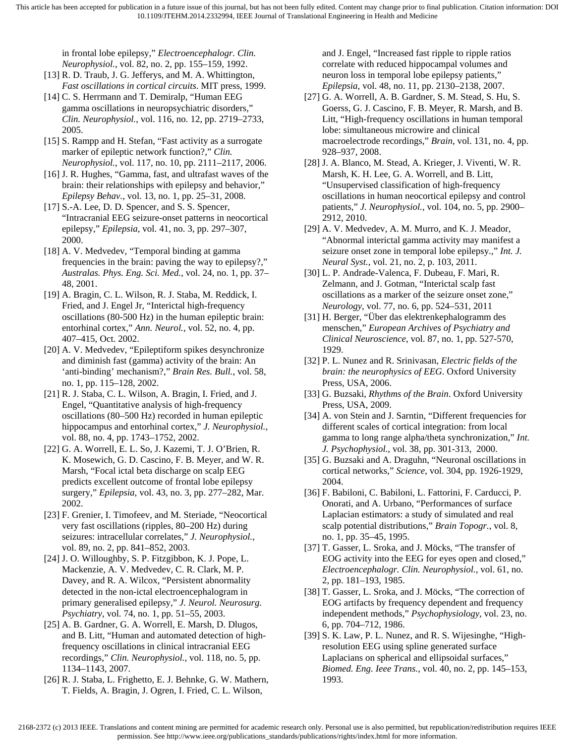in frontal lobe epilepsy," *Electroencephalogr. Clin. Neurophysiol.*, vol. 82, no. 2, pp. 155–159, 1992.

[13] R. D. Traub, J. G. Jefferys, and M. A. Whittington, *Fast oscillations in cortical circuits*. MIT press, 1999.

[14] C. S. Herrmann and T. Demiralp, "Human EEG gamma oscillations in neuropsychiatric disorders," *Clin. Neurophysiol.*, vol. 116, no. 12, pp. 2719–2733, 2005.

[15] S. Rampp and H. Stefan, "Fast activity as a surrogate marker of epileptic network function?," *Clin. Neurophysiol.*, vol. 117, no. 10, pp. 2111–2117, 2006.

[16] J. R. Hughes, "Gamma, fast, and ultrafast waves of the brain: their relationships with epilepsy and behavior," *Epilepsy Behav.*, vol. 13, no. 1, pp. 25–31, 2008.

[17] S.-A. Lee, D. D. Spencer, and S. S. Spencer, "Intracranial EEG seizure-onset patterns in neocortical epilepsy," *Epilepsia*, vol. 41, no. 3, pp. 297–307, 2000.

[18] A. V. Medvedev, "Temporal binding at gamma frequencies in the brain: paving the way to epilepsy?," *Australas. Phys. Eng. Sci. Med.*, vol. 24, no. 1, pp. 37–48, 2001.

[19] A. Bragin, C. L. Wilson, R. J. Staba, M. Reddick, I. Fried, and J. Engel Jr, "Interictal high-frequency oscillations (80-500 Hz) in the human epileptic brain: entorhinal cortex," *Ann. Neurol.*, vol. 52, no. 4, pp. 407–415, Oct. 2002.

[20] A. V. Medvedev, "Epileptiform spikes desynchronize and diminish fast (gamma) activity of the brain: An 'anti-binding' mechanism?," *Brain Res. Bull.*, vol. 58, no. 1, pp. 115–128, 2002.

[21] R. J. Staba, C. L. Wilson, A. Bragin, I. Fried, and J. Engel, "Quantitative analysis of high-frequency oscillations (80–500 Hz) recorded in human epileptic hippocampus and entorhinal cortex," *J. Neurophysiol.*, vol. 88, no. 4, pp. 1743–1752, 2002.

[22] G. A. Worrell, E. L. So, J. Kazemi, T. J. O'Brien, R. K. Mosewich, G. D. Cascino, F. B. Meyer, and W. R. Marsh, "Focal ictal beta discharge on scalp EEG predicts excellent outcome of frontal lobe epilepsy surgery," *Epilepsia*, vol. 43, no. 3, pp. 277–282, Mar. 2002.

[23] F. Grenier, I. Timofeev, and M. Steriade, "Neocortical very fast oscillations (ripples, 80–200 Hz) during seizures: intracellular correlates," *J. Neurophysiol.*, vol. 89, no. 2, pp. 841–852, 2003.

[24] J. O. Willoughby, S. P. Fitzgibbon, K. J. Pope, L. Mackenzie, A. V. Medvedev, C. R. Clark, M. P. Davey, and R. A. Wilcox, "Persistent abnormality detected in the non-ictal electroencephalogram in primary generalised epilepsy," *J. Neurol. Neurosurg. Psychiatry*, vol. 74, no. 1, pp. 51–55, 2003.

[25] A. B. Gardner, G. A. Worrell, E. Marsh, D. Dlugos, and B. Litt, "Human and automated detection of high-frequency oscillations in clinical intracranial EEG recordings," *Clin. Neurophysiol.*, vol. 118, no. 5, pp. 1134–1143, 2007.

[26] R. J. Staba, L. Frighetto, E. J. Behnke, G. W. Mathern, T. Fields, A. Bragin, J. Ogren, I. Fried, C. L. Wilson, and J. Engel, "Increased fast ripple to ripple ratios correlate with reduced hippocampal volumes and neuron loss in temporal lobe epilepsy patients," *Epilepsia*, vol. 48, no. 11, pp. 2130–2138, 2007.

[27] G. A. Worrell, A. B. Gardner, S. M. Stead, S. Hu, S. Goerss, G. J. Cascino, F. B. Meyer, R. Marsh, and B. Litt, "High-frequency oscillations in human temporal lobe: simultaneous microwire and clinical macroelectrode recordings," *Brain*, vol. 131, no. 4, pp. 928–937, 2008.

[28] J. A. Blanco, M. Stead, A. Krieger, J. Viventi, W. R. Marsh, K. H. Lee, G. A. Worrell, and B. Litt, "Unsupervised classification of high-frequency oscillations in human neocortical epilepsy and control patients," *J. Neurophysiol.*, vol. 104, no. 5, pp. 2900–2912, 2010.

[29] A. V. Medvedev, A. M. Murro, and K. J. Meador, "Abnormal interictal gamma activity may manifest a seizure onset zone in temporal lobe epilepsy.," *Int. J. Neural Syst.*, vol. 21, no. 2, p. 103, 2011.

[30] L. P. Andrade-Valenca, F. Dubeau, F. Mari, R. Zelmann, and J. Gotman, "Interictal scalp fast oscillations as a marker of the seizure onset zone," *Neurology*, vol. 77, no. 6, pp. 524–531, 2011

[31] H. Berger, "Über das elektrenkephalogramm des menschen," *European Archives of Psychiatry and Clinical Neuroscience*, vol. 87, no. 1, pp. 527-570, 1929.

[32] P. L. Nunez and R. Srinivasan, *Electric fields of the brain: the neurophysics of EEG*. Oxford University Press, USA, 2006.

[33] G. Buzsaki, *Rhythms of the Brain*. Oxford University Press, USA, 2009.

[34] A. von Stein and J. Sarntin, "Different frequencies for different scales of cortical integration: from local gamma to long range alpha/theta synchronization," *Int. J. Psychophysiol.*, vol. 38, pp. 301-313, 2000.

[35] G. Buzsaki and A. Draguhn, "Neuronal oscillations in cortical networks," *Science*, vol. 304, pp. 1926-1929, 2004.

[36] F. Babiloni, C. Babiloni, L. Fattorini, F. Carducci, P. Onorati, and A. Urbano, "Performances of surface Laplacian estimators: a study of simulated and real scalp potential distributions," *Brain Topogr.*, vol. 8, no. 1, pp. 35–45, 1995.

[37] T. Gasser, L. Sroka, and J. Möcks, "The transfer of EOG activity into the EEG for eyes open and closed," *Electroencephalogr. Clin. Neurophysiol.*, vol. 61, no. 2, pp. 181–193, 1985.

[38] T. Gasser, L. Sroka, and J. Möcks, "The correction of EOG artifacts by frequency dependent and frequency independent methods," *Psychophysiology*, vol. 23, no. 6, pp. 704–712, 1986.

[39] S. K. Law, P. L. Nunez, and R. S. Wijesinghe, "High-resolution EEG using spline generated surface Laplacians on spherical and ellipsoidal surfaces," *Biomed. Eng. Ieee Trans.*, vol. 40, no. 2, pp. 145–153, 1993.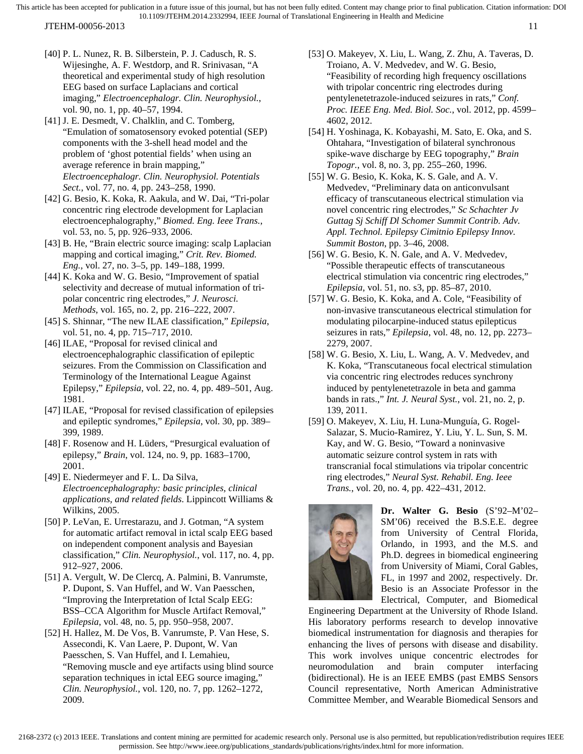[40] P. L. Nunez, R. B. Silberstein, P. J. Cadusch, R. S. Wijesinghe, A. F. Westdorp, and R. Srinivasan, "A theoretical and experimental study of high resolution EEG based on surface Laplacians and cortical imaging," *Electroencephalogr. Clin. Neurophysiol.*, vol. 90, no. 1, pp. 40–57, 1994.

[41] J. E. Desmedt, V. Chalklin, and C. Tomberg, "Emulation of somatosensory evoked potential (SEP) components with the 3-shell head model and the problem of 'ghost potential fields' when using an average reference in brain mapping," *Electroencephalogr. Clin. Neurophysiol. Potentials Sect.*, vol. 77, no. 4, pp. 243–258, 1990.

[42] G. Besio, K. Koka, R. Aakula, and W. Dai, "Tri-polar concentric ring electrode development for Laplacian electroencephalography," *Biomed. Eng. Ieee Trans.*, vol. 53, no. 5, pp. 926–933, 2006.

[43] B. He, "Brain electric source imaging: scalp Laplacian mapping and cortical imaging," *Crit. Rev. Biomed. Eng.*, vol. 27, no. 3–5, pp. 149–188, 1999.

[44] K. Koka and W. G. Besio, "Improvement of spatial selectivity and decrease of mutual information of tri-polar concentric ring electrodes," *J. Neurosci. Methods*, vol. 165, no. 2, pp. 216–222, 2007.

[45] S. Shinnar, "The new ILAE classification," *Epilepsia*, vol. 51, no. 4, pp. 715–717, 2010.

[46] ILAE, "Proposal for revised clinical and electroencephalographic classification of epileptic seizures. From the Commission on Classification and Terminology of the International League Against Epilepsy," *Epilepsia*, vol. 22, no. 4, pp. 489–501, Aug. 1981.

[47] ILAE, "Proposal for revised classification of epilepsies and epileptic syndromes," *Epilepsia*, vol. 30, pp. 389–399, 1989.

[48] F. Rosenow and H. Lüders, "Presurgical evaluation of epilepsy," *Brain*, vol. 124, no. 9, pp. 1683–1700, 2001.

[49] E. Niedermeyer and F. L. Da Silva, *Electroencephalography: basic principles, clinical applications, and related fields*. Lippincott Williams & Wilkins, 2005.

[50] P. LeVan, E. Urrestarazu, and J. Gotman, "A system for automatic artifact removal in ictal scalp EEG based on independent component analysis and Bayesian classification," *Clin. Neurophysiol.*, vol. 117, no. 4, pp. 912–927, 2006.

[51] A. Vergult, W. De Clercq, A. Palmini, B. Vanrumste, P. Dupont, S. Van Huffel, and W. Van Paesschen, "Improving the Interpretation of Ictal Scalp EEG: BSS–CCA Algorithm for Muscle Artifact Removal," *Epilepsia*, vol. 48, no. 5, pp. 950–958, 2007.

[52] H. Hallez, M. De Vos, B. Vanrumste, P. Van Hese, S. Assecondi, K. Van Laere, P. Dupont, W. Van Paesschen, S. Van Huffel, and I. Lemahieu, "Removing muscle and eye artifacts using blind source separation techniques in ictal EEG source imaging," *Clin. Neurophysiol.*, vol. 120, no. 7, pp. 1262–1272, 2009.

[53] O. Makeyev, X. Liu, L. Wang, Z. Zhu, A. Taveras, D. Troiano, A. V. Medvedev, and W. G. Besio, "Feasibility of recording high frequency oscillations with tripolar concentric ring electrodes during pentylenetetrazole-induced seizures in rats," *Conf. Proc. IEEE Eng. Med. Biol. Soc.*, vol. 2012, pp. 4599–4602, 2012.

[54] H. Yoshinaga, K. Kobayashi, M. Sato, E. Oka, and S. Ohtahara, "Investigation of bilateral synchronous spike-wave discharge by EEG topography," *Brain Topogr.*, vol. 8, no. 3, pp. 255–260, 1996.

[55] W. G. Besio, K. Koka, K. S. Gale, and A. V. Medvedev, "Preliminary data on anticonvulsant efficacy of transcutaneous electrical stimulation via novel concentric ring electrodes," *Sc Schachter Jv Guttag Sj Schiff Dl Schomer Summit Contrib. Adv. Appl. Technol. Epilepsy Cimitnio Epilepsy Innov. Summit Boston*, pp. 3–46, 2008.

[56] W. G. Besio, K. N. Gale, and A. V. Medvedev, "Possible therapeutic effects of transcutaneous electrical stimulation via concentric ring electrodes," *Epilepsia*, vol. 51, no. s3, pp. 85–87, 2010.

[57] W. G. Besio, K. Koka, and A. Cole, "Feasibility of non-invasive transcutaneous electrical stimulation for modulating pilocarpine-induced status epilepticus seizures in rats," *Epilepsia*, vol. 48, no. 12, pp. 2273–2279, 2007.

[58] W. G. Besio, X. Liu, L. Wang, A. V. Medvedev, and K. Koka, "Transcutaneous focal electrical stimulation via concentric ring electrodes reduces synchrony induced by pentylenetetrazole in beta and gamma bands in rats.," *Int. J. Neural Syst.*, vol. 21, no. 2, p. 139, 2011.

[59] O. Makeyev, X. Liu, H. Luna-Munguía, G. Rogel-Salazar, S. Mucio-Ramirez, Y. Liu, Y. L. Sun, S. M. Kay, and W. G. Besio, "Toward a noninvasive automatic seizure control system in rats with transcranial focal stimulations via tripolar concentric ring electrodes," *Neural Syst. Rehabil. Eng. Ieee Trans.*, vol. 20, no. 4, pp. 422–431, 2012.

**Dr. Walter G. Besio** (S'92–M'02–SM'06) received the B.S.E.E. degree from University of Central Florida, Orlando, in 1993, and the M.S. and Ph.D. degrees in biomedical engineering from University of Miami, Coral Gables, FL, in 1997 and 2002, respectively. Dr. Besio is an Associate Professor in the Electrical, Computer, and Biomedical Engineering Department at the University of Rhode Island. His laboratory performs research to develop innovative biomedical instrumentation for diagnosis and therapies for enhancing the lives of persons with disease and disability. This work involves unique concentric electrodes for neuromodulation and brain computer interfacing (bidirectional). He is an IEEE EMBS (past EMBS Sensors Council representative, North American Administrative Committee Member, and Wearable Biomedical Sensors and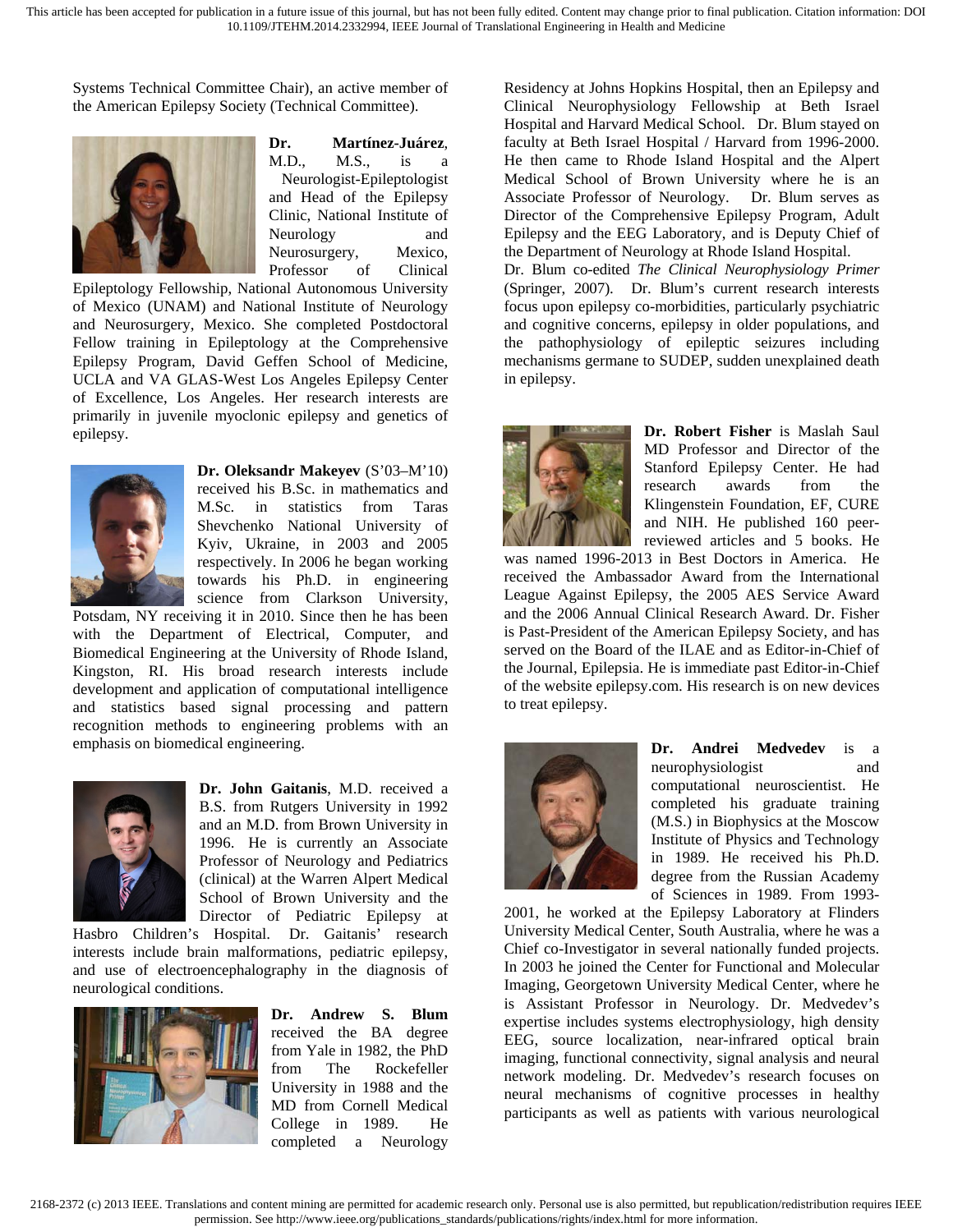Systems Technical Committee Chair), an active member of the American Epilepsy Society (Technical Committee).

**Dr. Martínez-Juárez**, M.D., M.S., is a Neurologist-Epileptologist and Head of the Epilepsy Clinic, National Institute of Neurology and Neurosurgery, Mexico, Professor of Clinical Epileptology Fellowship, National Autonomous University of Mexico (UNAM) and National Institute of Neurology and Neurosurgery, Mexico. She completed Postdoctoral Fellow training in Epileptology at the Comprehensive Epilepsy Program, David Geffen School of Medicine, UCLA and VA GLAS-West Los Angeles Epilepsy Center of Excellence, Los Angeles. Her research interests are primarily in juvenile myoclonic epilepsy and genetics of epilepsy.

**Dr. Oleksandr Makeyev** (S'03–M'10) received his B.Sc. in mathematics and M.Sc. in statistics from Taras Shevchenko National University of Kyiv, Ukraine, in 2003 and 2005 respectively. In 2006 he began working towards his Ph.D. in engineering science from Clarkson University, Potsdam, NY receiving it in 2010. Since then he has been with the Department of Electrical, Computer, and Biomedical Engineering at the University of Rhode Island, Kingston, RI. His broad research interests include development and application of computational intelligence and statistics based signal processing and pattern recognition methods to engineering problems with an emphasis on biomedical engineering.

**Dr. John Gaitanis**, M.D. received a B.S. from Rutgers University in 1992 and an M.D. from Brown University in 1996. He is currently an Associate Professor of Neurology and Pediatrics (clinical) at the Warren Alpert Medical School of Brown University and the Director of Pediatric Epilepsy at Hasbro Children's Hospital. Dr. Gaitanis' research interests include brain malformations, pediatric epilepsy, and use of electroencephalography in the diagnosis of neurological conditions.

**Dr. Andrew S. Blum** received the BA degree from Yale in 1982, the PhD from The Rockefeller University in 1988 and the MD from Cornell Medical College in 1989. He completed a Neurology Residency at Johns Hopkins Hospital, then an Epilepsy and Clinical Neurophysiology Fellowship at Beth Israel Hospital and Harvard Medical School. Dr. Blum stayed on faculty at Beth Israel Hospital / Harvard from 1996-2000. He then came to Rhode Island Hospital and the Alpert Medical School of Brown University where he is an Associate Professor of Neurology. Dr. Blum serves as Director of the Comprehensive Epilepsy Program, Adult Epilepsy and the EEG Laboratory, and is Deputy Chief of the Department of Neurology at Rhode Island Hospital.

Dr. Blum co-edited *The Clinical Neurophysiology Primer* (Springer, 2007). Dr. Blum's current research interests focus upon epilepsy co-morbidities, particularly psychiatric and cognitive concerns, epilepsy in older populations, and the pathophysiology of epileptic seizures including mechanisms germane to SUDEP, sudden unexplained death in epilepsy.

**Dr. Robert Fisher** is Maslah Saul MD Professor and Director of the Stanford Epilepsy Center. He had research awards from the Klingenstein Foundation, EF, CURE and NIH. He published 160 peer-reviewed articles and 5 books. He was named 1996-2013 in Best Doctors in America. He received the Ambassador Award from the International League Against Epilepsy, the 2005 AES Service Award and the 2006 Annual Clinical Research Award. Dr. Fisher is Past-President of the American Epilepsy Society, and has served on the Board of the ILAE and as Editor-in-Chief of the Journal, Epilepsia. He is immediate past Editor-in-Chief of the website epilepsy.com. His research is on new devices to treat epilepsy.

**Dr. Andrei Medvedev** is a neurophysiologist and computational neuroscientist. He completed his graduate training (M.S.) in Biophysics at the Moscow Institute of Physics and Technology in 1989. He received his Ph.D. degree from the Russian Academy of Sciences in 1989. From 1993-2001, he worked at the Epilepsy Laboratory at Flinders University Medical Center, South Australia, where he was a Chief co-Investigator in several nationally funded projects. In 2003 he joined the Center for Functional and Molecular Imaging, Georgetown University Medical Center, where he is Assistant Professor in Neurology. Dr. Medvedev's expertise includes systems electrophysiology, high density EEG, source localization, near-infrared optical brain imaging, functional connectivity, signal analysis and neural network modeling. Dr. Medvedev's research focuses on neural mechanisms of cognitive processes in healthy participants as well as patients with various neurological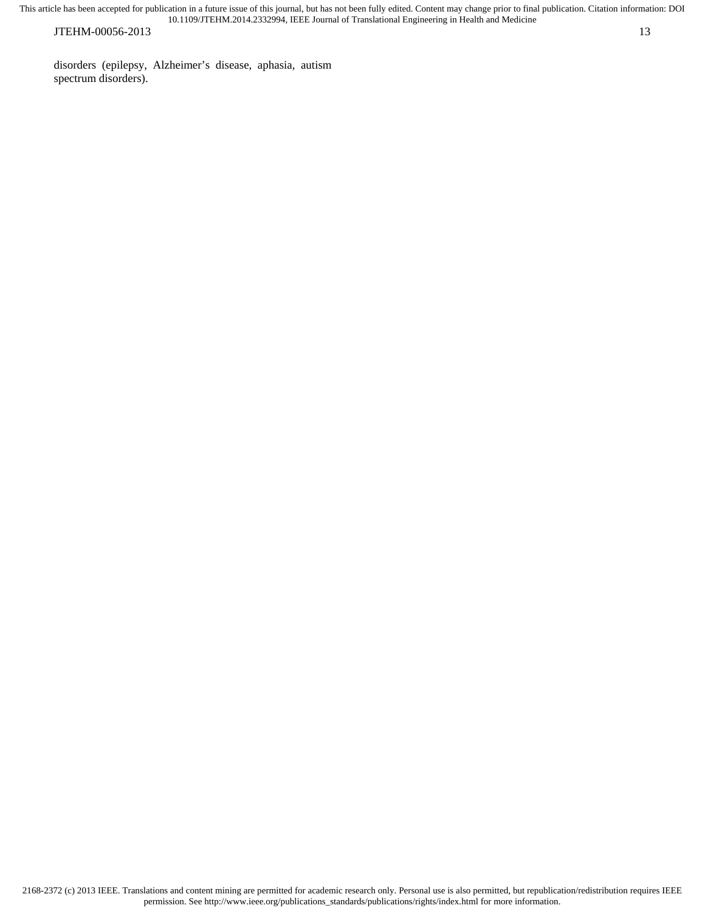disorders (epilepsy, Alzheimer's disease, aphasia, autism spectrum disorders).